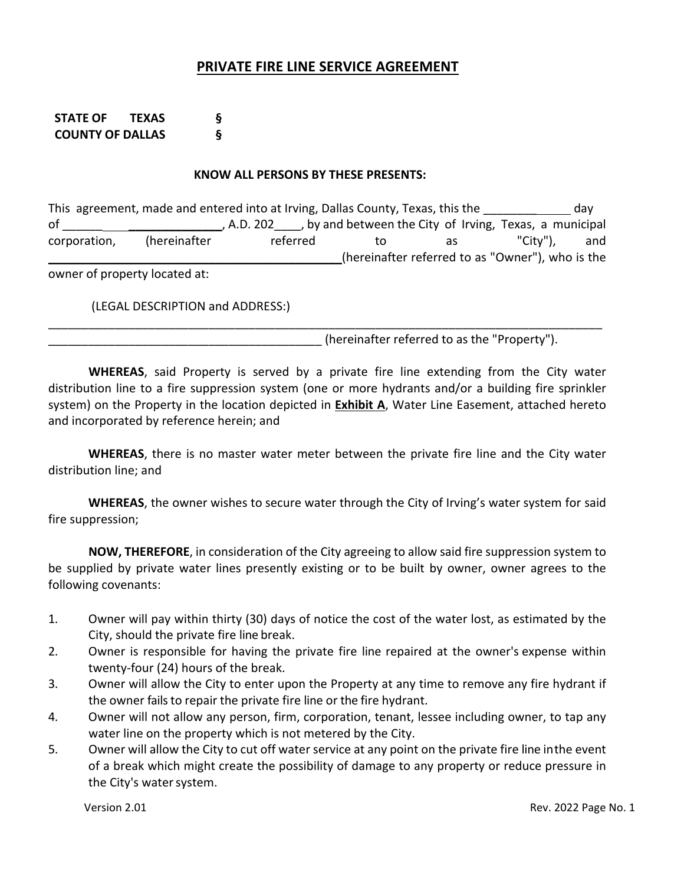# PRIVATE FIRE LINE SERVICE AGREEMENT

**STATE OF TEXAS §**
**COUNTY OF DALLAS §**

**KNOW ALL PERSONS BY THESE PRESENTS:**

This agreement, made and entered into at Irving, Dallas County, Texas, this the _____________ day of ______ _____________, A.D. 202____, by and between the City of Irving, Texas, a municipal corporation, (hereinafter referred to as "City"), and _____________________________________________(hereinafter referred to as "Owner"), who is the owner of property located at:

(LEGAL DESCRIPTION and ADDRESS:)

_________________________________________________________________________________
_________________________________________ (hereinafter referred to as the "Property").

**WHEREAS**, said Property is served by a private fire line extending from the City water distribution line to a fire suppression system (one or more hydrants and/or a building fire sprinkler system) on the Property in the location depicted in **Exhibit A**, Water Line Easement, attached hereto and incorporated by reference herein; and

**WHEREAS**, there is no master water meter between the private fire line and the City water distribution line; and

**WHEREAS**, the owner wishes to secure water through the City of Irving's water system for said fire suppression;

**NOW, THEREFORE**, in consideration of the City agreeing to allow said fire suppression system to be supplied by private water lines presently existing or to be built by owner, owner agrees to the following covenants:

1. Owner will pay within thirty (30) days of notice the cost of the water lost, as estimated by the City, should the private fire line break.
2. Owner is responsible for having the private fire line repaired at the owner's expense within twenty-four (24) hours of the break.
3. Owner will allow the City to enter upon the Property at any time to remove any fire hydrant if the owner fails to repair the private fire line or the fire hydrant.
4. Owner will not allow any person, firm, corporation, tenant, lessee including owner, to tap any water line on the property which is not metered by the City.
5. Owner will allow the City to cut off water service at any point on the private fire line in the event of a break which might create the possibility of damage to any property or reduce pressure in the City's water system.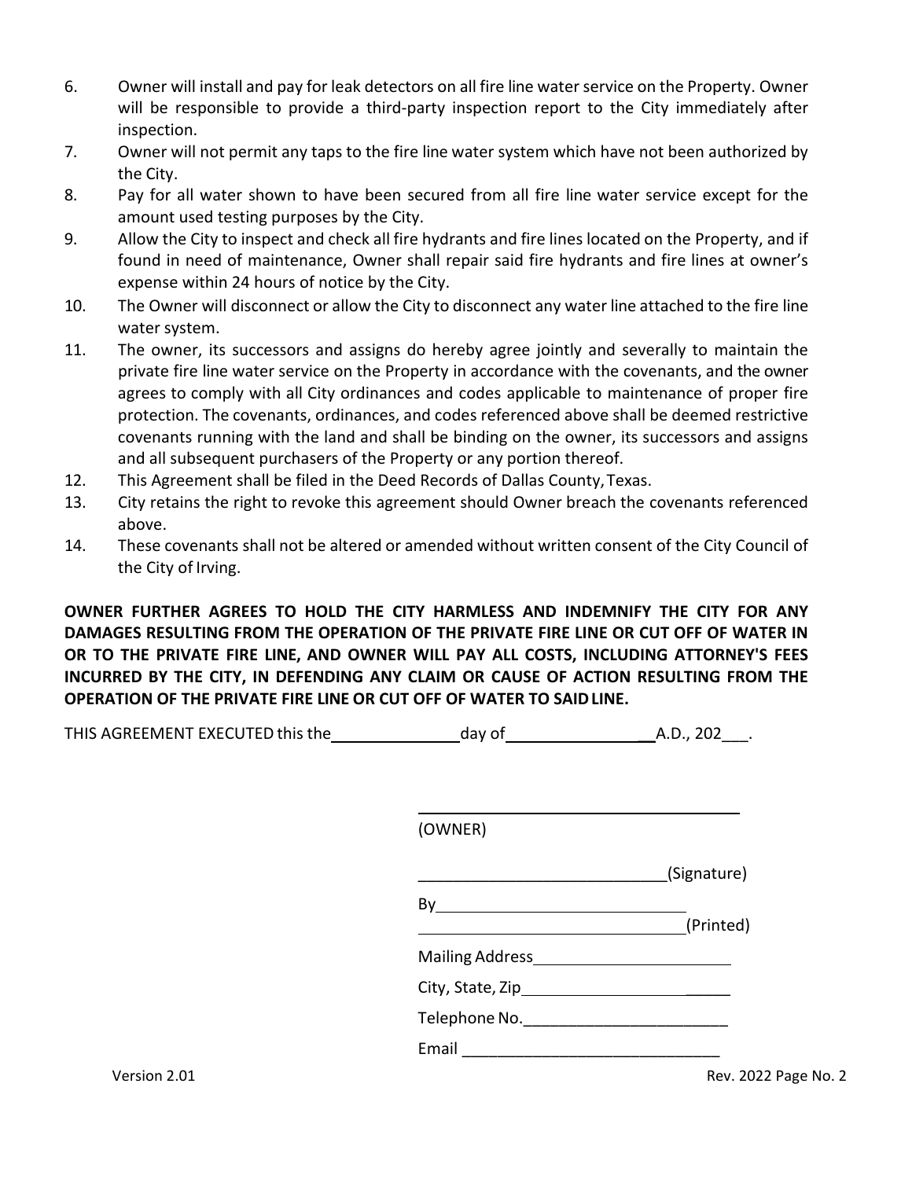6. Owner will install and pay for leak detectors on all fire line water service on the Property. Owner will be responsible to provide a third-party inspection report to the City immediately after inspection.
7. Owner will not permit any taps to the fire line water system which have not been authorized by the City.
8. Pay for all water shown to have been secured from all fire line water service except for the amount used testing purposes by the City.
9. Allow the City to inspect and check all fire hydrants and fire lines located on the Property, and if found in need of maintenance, Owner shall repair said fire hydrants and fire lines at owner's expense within 24 hours of notice by the City.
10. The Owner will disconnect or allow the City to disconnect any water line attached to the fire line water system.
11. The owner, its successors and assigns do hereby agree jointly and severally to maintain the private fire line water service on the Property in accordance with the covenants, and the owner agrees to comply with all City ordinances and codes applicable to maintenance of proper fire protection. The covenants, ordinances, and codes referenced above shall be deemed restrictive covenants running with the land and shall be binding on the owner, its successors and assigns and all subsequent purchasers of the Property or any portion thereof.
12. This Agreement shall be filed in the Deed Records of Dallas County, Texas.
13. City retains the right to revoke this agreement should Owner breach the covenants referenced above.
14. These covenants shall not be altered or amended without written consent of the City Council of the City of Irving.

**OWNER FURTHER AGREES TO HOLD THE CITY HARMLESS AND INDEMNIFY THE CITY FOR ANY DAMAGES RESULTING FROM THE OPERATION OF THE PRIVATE FIRE LINE OR CUT OFF OF WATER IN OR TO THE PRIVATE FIRE LINE, AND OWNER WILL PAY ALL COSTS, INCLUDING ATTORNEY'S FEES INCURRED BY THE CITY, IN DEFENDING ANY CLAIM OR CAUSE OF ACTION RESULTING FROM THE OPERATION OF THE PRIVATE FIRE LINE OR CUT OFF OF WATER TO SAID LINE.**

THIS AGREEMENT EXECUTED this the _______________ day of _________________ A.D., 202___.

_______________________________________
(OWNER)

____________________________(Signature)

By_____________________________
_______________________________(Printed)

Mailing Address_______________________

City, State, Zip_______________________

Telephone No.________________________

Email ______________________________

Version 2.01

Rev. 2022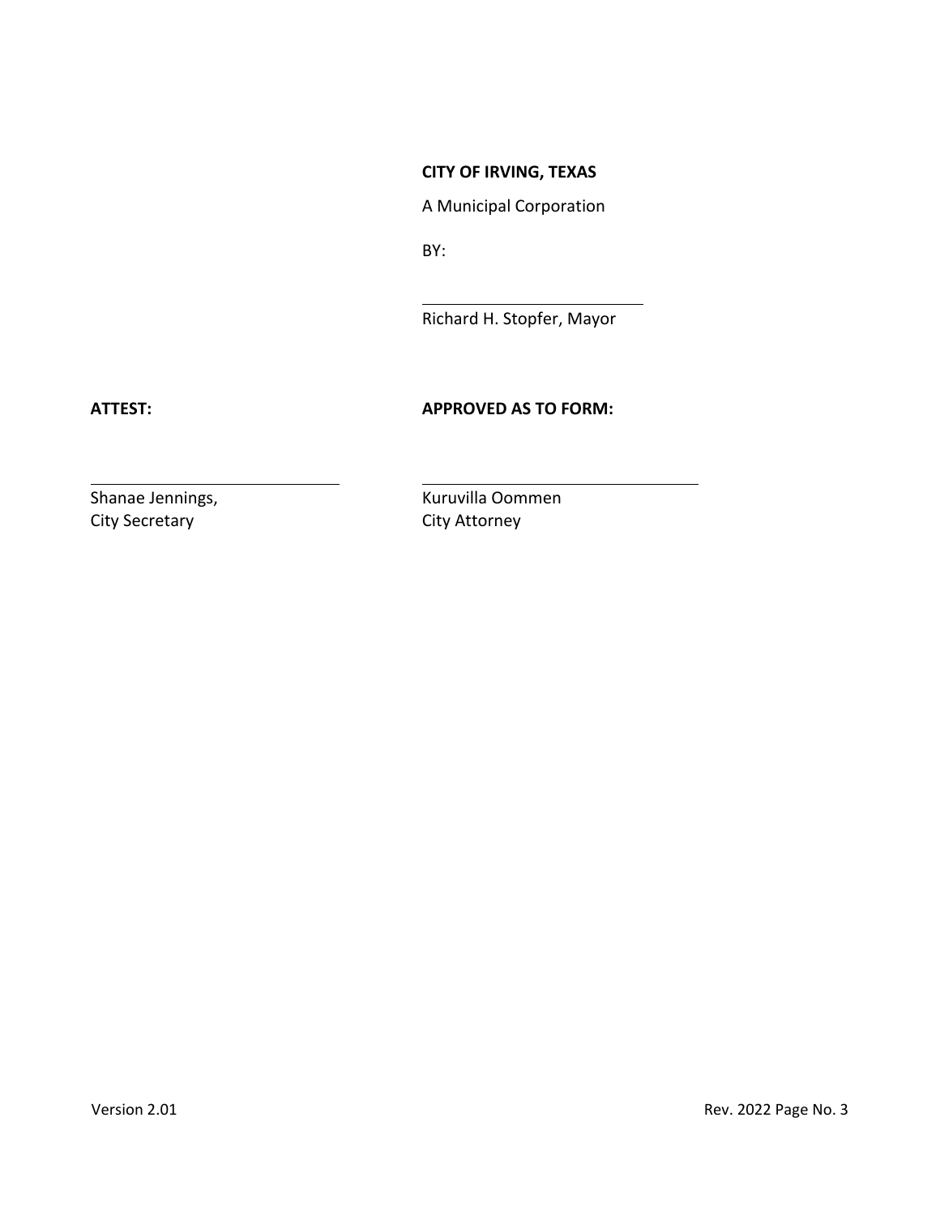**CITY OF IRVING, TEXAS**

A Municipal Corporation

BY:

\_\_\_\_\_\_\_\_\_\_\_\_\_\_\_\_\_\_\_\_\_\_\_\_\_\_\_\_

Richard H. Stopfer, Mayor

**ATTEST:**

\_\_\_\_\_\_\_\_\_\_\_\_\_\_\_\_\_\_\_\_\_\_\_\_\_\_\_\_

Shanae Jennings,
City Secretary

**APPROVED AS TO FORM:**

\_\_\_\_\_\_\_\_\_\_\_\_\_\_\_\_\_\_\_\_\_\_\_\_\_\_\_\_

Kuruvilla Oommen
City Attorney

Version 2.01

Rev. 2022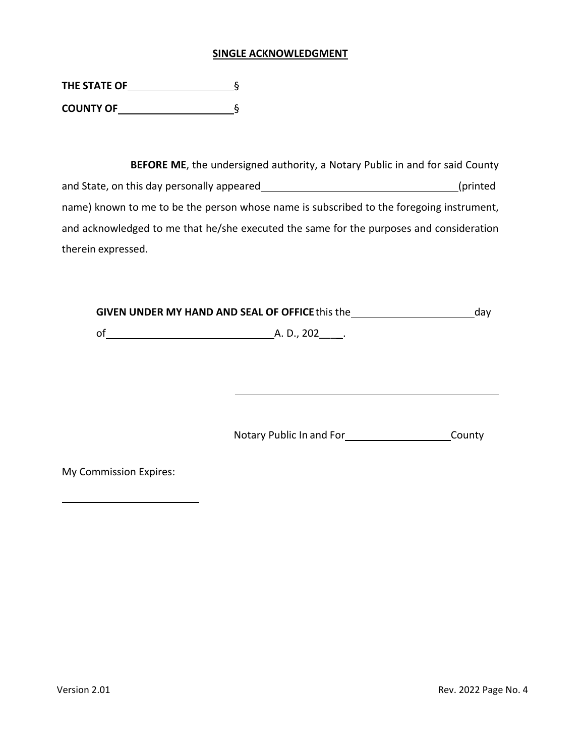**SINGLE ACKNOWLEDGMENT**

**THE STATE OF** ____________________ §

**COUNTY OF** ______________________ §

**BEFORE ME**, the undersigned authority, a Notary Public in and for said County and State, on this day personally appeared ____________________________________ (printed name) known to me to be the person whose name is subscribed to the foregoing instrument, and acknowledged to me that he/she executed the same for the purposes and consideration therein expressed.

**GIVEN UNDER MY HAND AND SEAL OF OFFICE** this the ________________________ day of _______________________________ A. D., 202____.

______________________________________________

Notary Public In and For ____________________ County

My Commission Expires:

__________________________

Version 2.01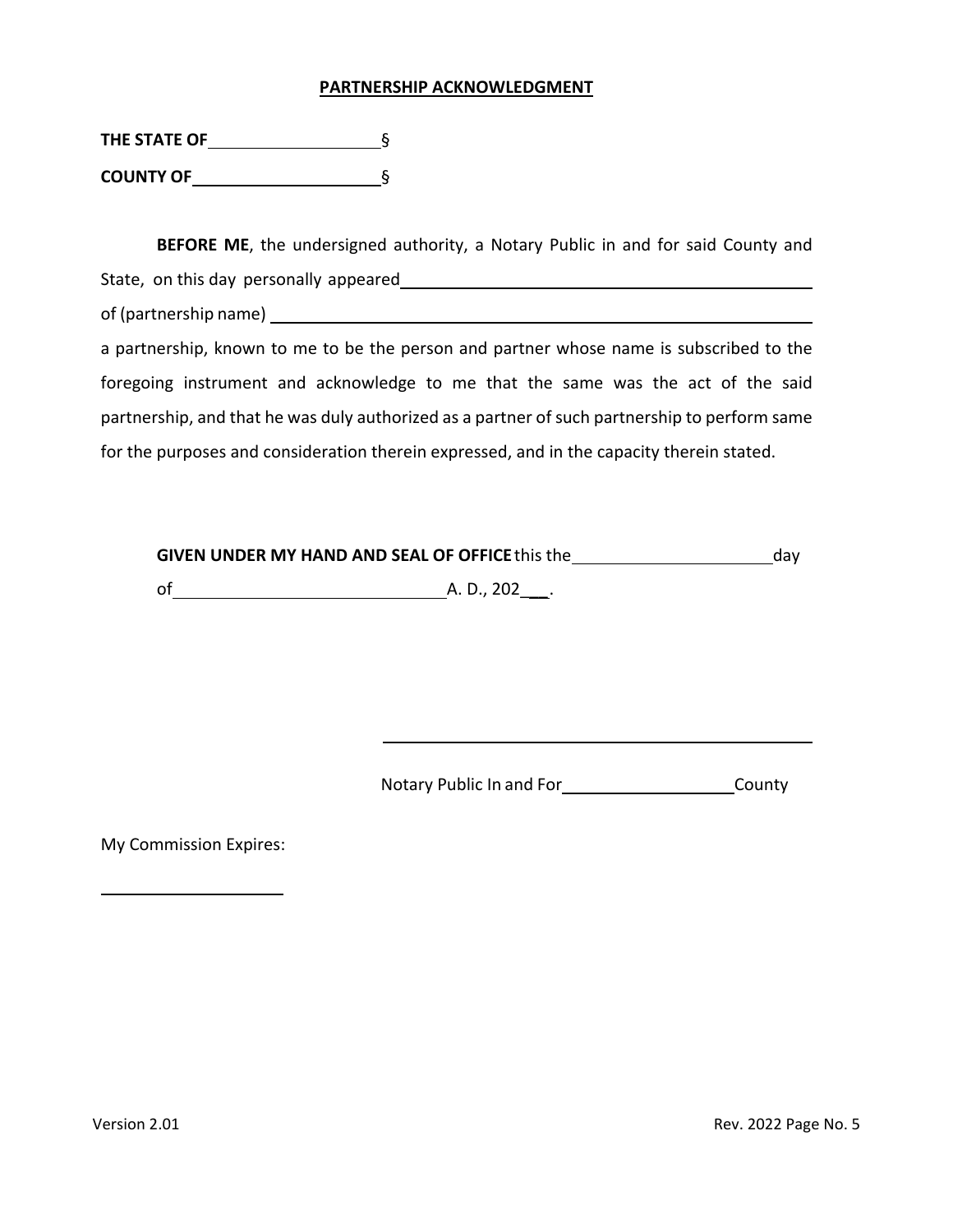**PARTNERSHIP ACKNOWLEDGMENT**

**THE STATE OF** \_\_\_\_\_\_\_\_\_\_\_\_\_\_\_\_\_\_\_\_ §

**COUNTY OF** \_\_\_\_\_\_\_\_\_\_\_\_\_\_\_\_\_\_\_\_ §

**BEFORE ME**, the undersigned authority, a Notary Public in and for said County and State, on this day personally appeared \_\_\_\_\_\_\_\_\_\_\_\_\_\_\_\_\_\_\_\_\_\_\_\_\_\_\_\_\_\_\_\_\_\_\_\_\_\_\_\_\_\_\_\_\_\_ of (partnership name) \_\_\_\_\_\_\_\_\_\_\_\_\_\_\_\_\_\_\_\_\_\_\_\_\_\_\_\_\_\_\_\_\_\_\_\_\_\_\_\_\_\_\_\_\_\_\_\_\_\_\_\_\_\_\_\_\_\_ a partnership, known to me to be the person and partner whose name is subscribed to the foregoing instrument and acknowledge to me that the same was the act of the said partnership, and that he was duly authorized as a partner of such partnership to perform same for the purposes and consideration therein expressed, and in the capacity therein stated.

**GIVEN UNDER MY HAND AND SEAL OF OFFICE** this the \_\_\_\_\_\_\_\_\_\_\_\_\_\_\_\_\_\_\_\_\_\_ day of \_\_\_\_\_\_\_\_\_\_\_\_\_\_\_\_\_\_\_\_\_\_\_\_\_\_\_\_\_\_ A. D., 202\_\_\_.

\_\_\_\_\_\_\_\_\_\_\_\_\_\_\_\_\_\_\_\_\_\_\_\_\_\_\_\_\_\_\_\_\_\_\_\_\_\_\_\_\_\_\_\_\_\_

Notary Public In and For \_\_\_\_\_\_\_\_\_\_\_\_\_\_\_\_\_\_\_\_ County

My Commission Expires:

\_\_\_\_\_\_\_\_\_\_\_\_\_\_\_\_\_\_\_\_

Version 2.01 Rev. 2022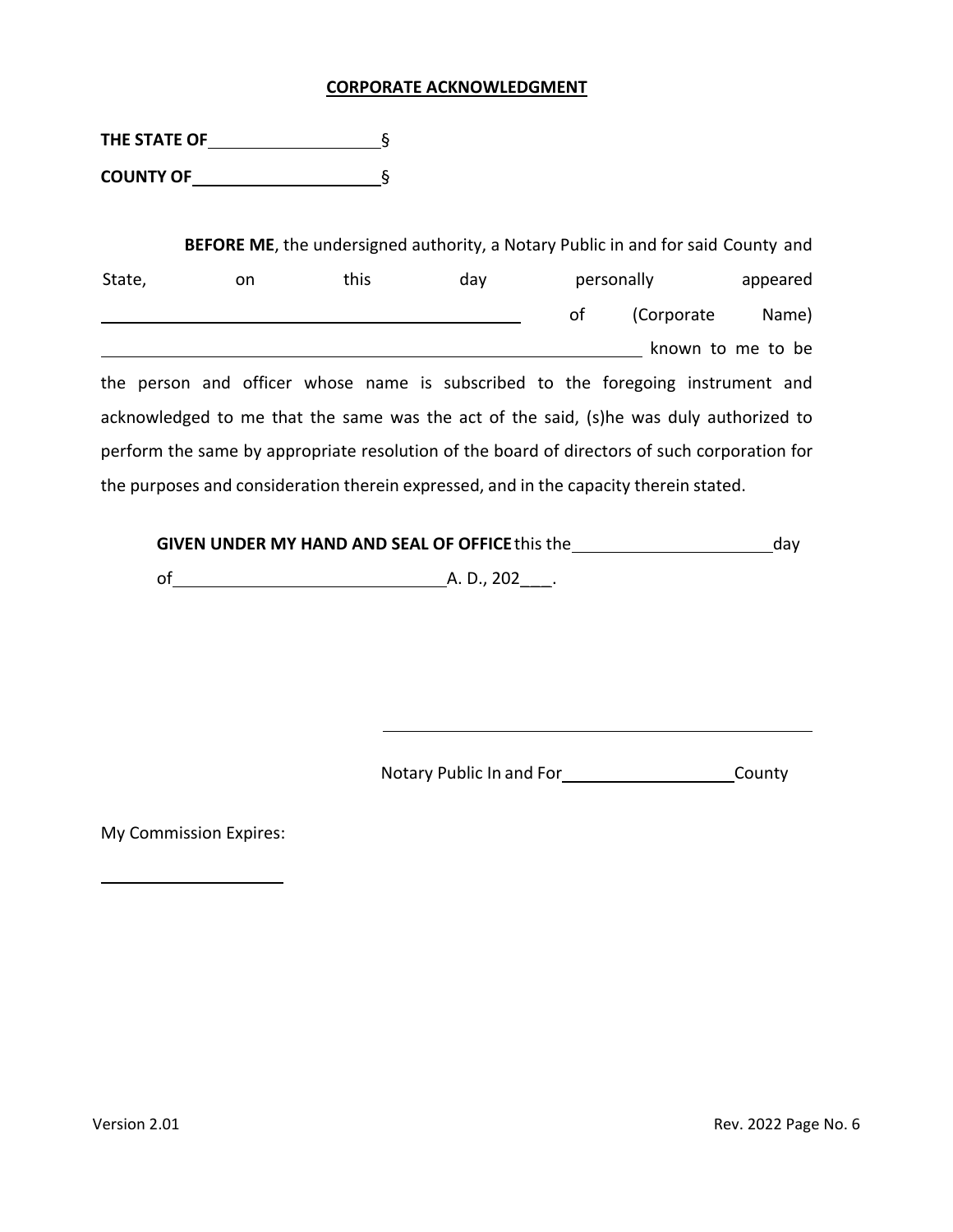**CORPORATE ACKNOWLEDGMENT**

**THE STATE OF** ____________________ §

**COUNTY OF** ______________________ §

**BEFORE ME**, the undersigned authority, a Notary Public in and for said County and State, on this day personally appeared __________________________________________ of (Corporate Name) _____________________________________________________ known to me to be the person and officer whose name is subscribed to the foregoing instrument and acknowledged to me that the same was the act of the said, (s)he was duly authorized to perform the same by appropriate resolution of the board of directors of such corporation for the purposes and consideration therein expressed, and in the capacity therein stated.

**GIVEN UNDER MY HAND AND SEAL OF OFFICE** this the ______________________ day of ______________________________ A. D., 202___.

_____________________________________________

Notary Public In and For ____________________ County

My Commission Expires:

_____________________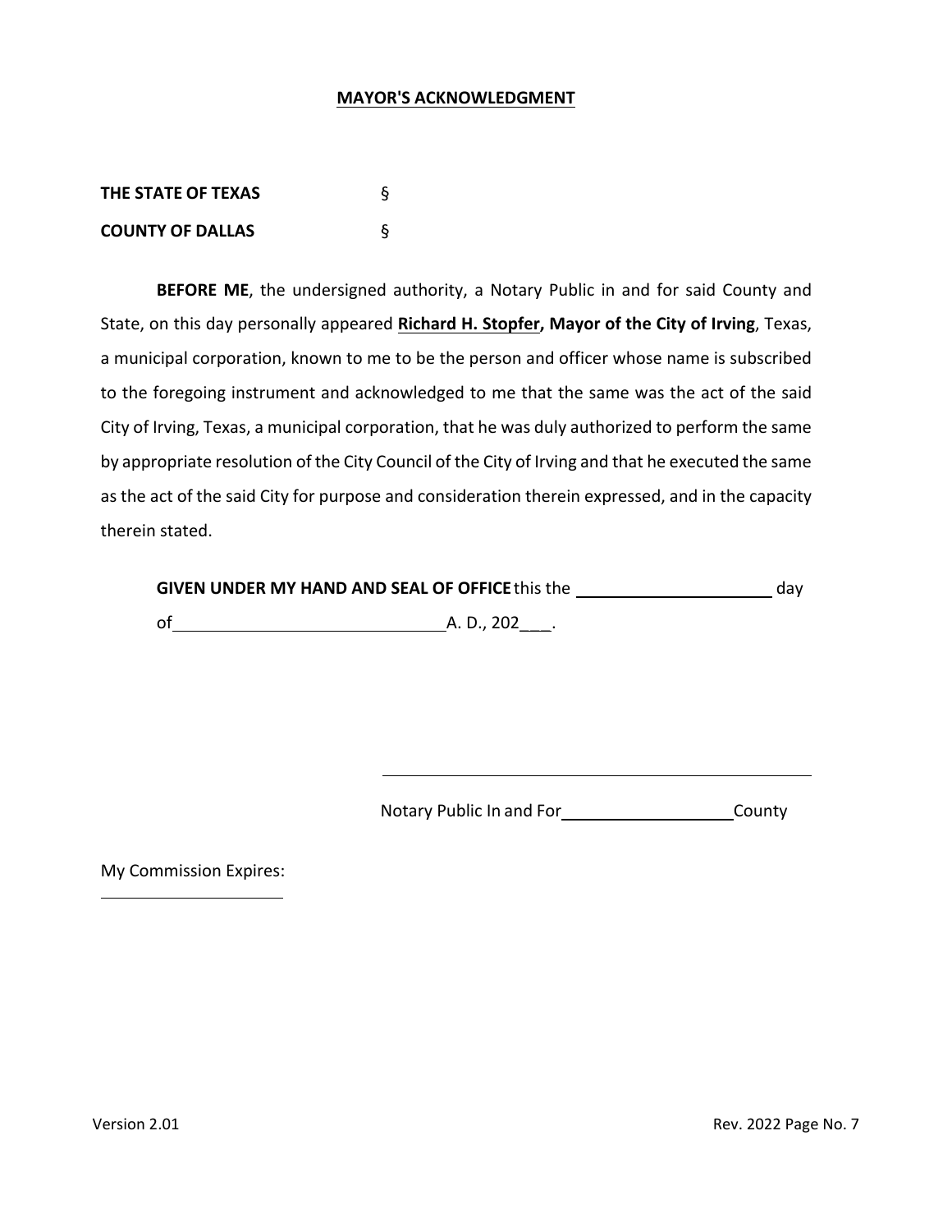**MAYOR'S ACKNOWLEDGMENT**

**THE STATE OF TEXAS** §

**COUNTY OF DALLAS** §

**BEFORE ME**, the undersigned authority, a Notary Public in and for said County and State, on this day personally appeared **Richard H. Stopfer, Mayor of the City of Irving**, Texas, a municipal corporation, known to me to be the person and officer whose name is subscribed to the foregoing instrument and acknowledged to me that the same was the act of the said City of Irving, Texas, a municipal corporation, that he was duly authorized to perform the same by appropriate resolution of the City Council of the City of Irving and that he executed the same as the act of the said City for purpose and consideration therein expressed, and in the capacity therein stated.

**GIVEN UNDER MY HAND AND SEAL OF OFFICE** this the ____________________ day of ____________________________ A. D., 202___.

_______________________________________

Notary Public In and For __________________ County

My Commission Expires:

____________________